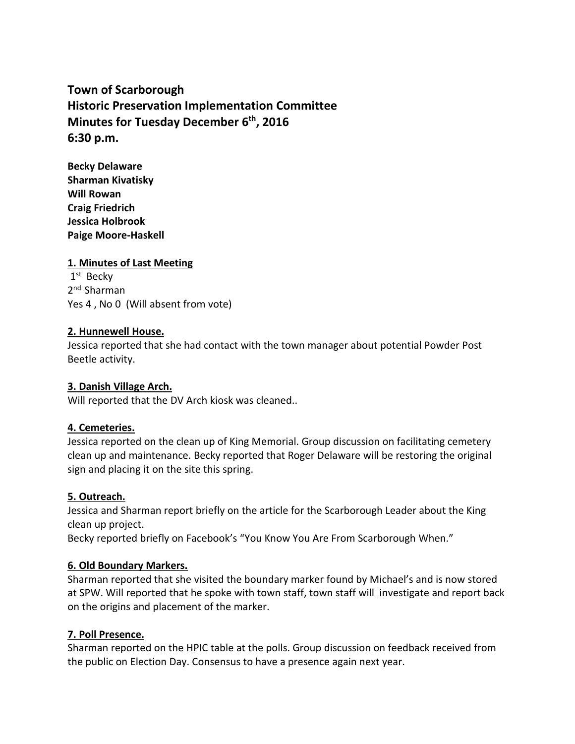**Town of Scarborough**
**Historic Preservation Implementation Committee**
**Minutes for Tuesday December 6th, 2016**
**6:30 p.m.**

**Becky Delaware**
**Sharman Kivatisky**
**Will Rowan**
**Craig Friedrich**
**Jessica Holbrook**
**Paige Moore-Haskell**

**1. Minutes of Last Meeting**

1st Becky
2nd Sharman
Yes 4 , No 0 (Will absent from vote)

**2. Hunnewell House.**

Jessica reported that she had contact with the town manager about potential Powder Post Beetle activity.

**3. Danish Village Arch.**

Will reported that the DV Arch kiosk was cleaned..

**4. Cemeteries.**

Jessica reported on the clean up of King Memorial. Group discussion on facilitating cemetery clean up and maintenance. Becky reported that Roger Delaware will be restoring the original sign and placing it on the site this spring.

**5. Outreach.**

Jessica and Sharman report briefly on the article for the Scarborough Leader about the King clean up project.
Becky reported briefly on Facebook's "You Know You Are From Scarborough When."

**6. Old Boundary Markers.**

Sharman reported that she visited the boundary marker found by Michael's and is now stored at SPW. Will reported that he spoke with town staff, town staff will investigate and report back on the origins and placement of the marker.

**7. Poll Presence.**

Sharman reported on the HPIC table at the polls. Group discussion on feedback received from the public on Election Day. Consensus to have a presence again next year.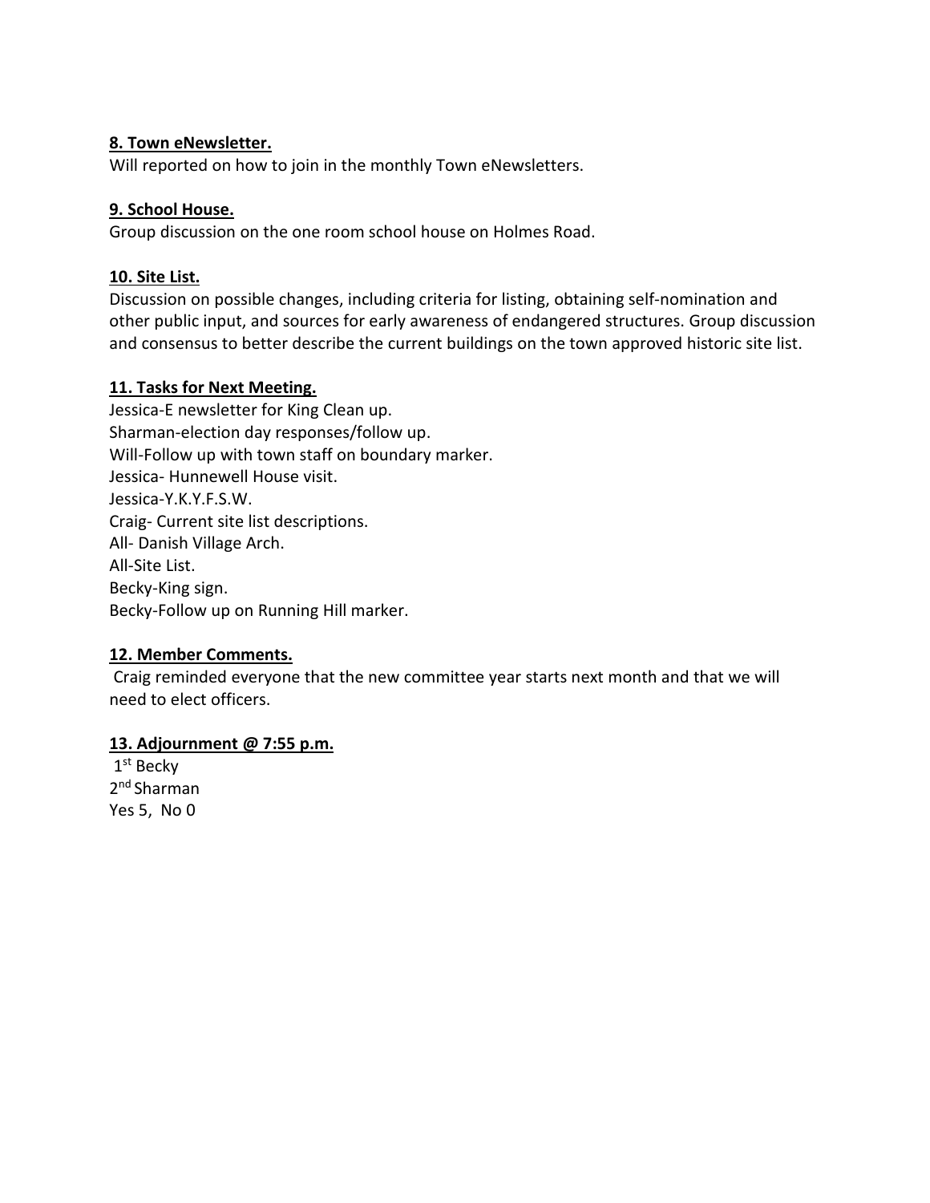**8. Town eNewsletter.**

Will reported on how to join in the monthly Town eNewsletters.

**9. School House.**

Group discussion on the one room school house on Holmes Road.

**10. Site List.**

Discussion on possible changes, including criteria for listing, obtaining self-nomination and other public input, and sources for early awareness of endangered structures. Group discussion and consensus to better describe the current buildings on the town approved historic site list.

**11. Tasks for Next Meeting.**

Jessica-E newsletter for King Clean up.
Sharman-election day responses/follow up.
Will-Follow up with town staff on boundary marker.
Jessica- Hunnewell House visit.
Jessica-Y.K.Y.F.S.W.
Craig- Current site list descriptions.
All- Danish Village Arch.
All-Site List.
Becky-King sign.
Becky-Follow up on Running Hill marker.

**12. Member Comments.**

Craig reminded everyone that the new committee year starts next month and that we will need to elect officers.

**13. Adjournment @ 7:55 p.m.**

1st Becky
2nd Sharman
Yes 5, No 0